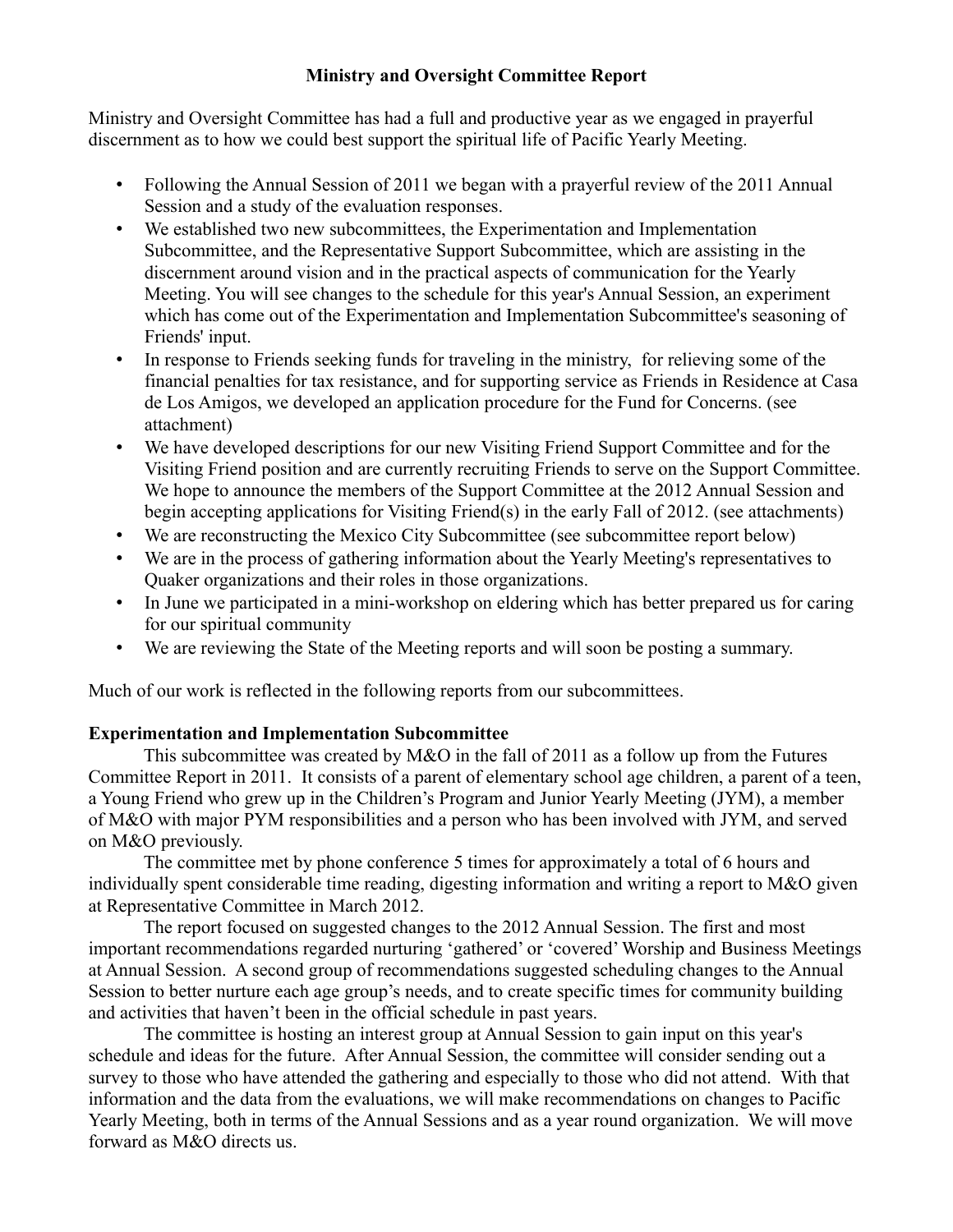# Ministry and Oversight Committee Report

Ministry and Oversight Committee has had a full and productive year as we engaged in prayerful discernment as to how we could best support the spiritual life of Pacific Yearly Meeting.

- Following the Annual Session of 2011 we began with a prayerful review of the 2011 Annual Session and a study of the evaluation responses.
- We established two new subcommittees, the Experimentation and Implementation Subcommittee, and the Representative Support Subcommittee, which are assisting in the discernment around vision and in the practical aspects of communication for the Yearly Meeting. You will see changes to the schedule for this year's Annual Session, an experiment which has come out of the Experimentation and Implementation Subcommittee's seasoning of Friends' input.
- In response to Friends seeking funds for traveling in the ministry, for relieving some of the financial penalties for tax resistance, and for supporting service as Friends in Residence at Casa de Los Amigos, we developed an application procedure for the Fund for Concerns. (see attachment)
- We have developed descriptions for our new Visiting Friend Support Committee and for the Visiting Friend position and are currently recruiting Friends to serve on the Support Committee. We hope to announce the members of the Support Committee at the 2012 Annual Session and begin accepting applications for Visiting Friend(s) in the early Fall of 2012. (see attachments)
- We are reconstructing the Mexico City Subcommittee (see subcommittee report below)
- We are in the process of gathering information about the Yearly Meeting's representatives to Quaker organizations and their roles in those organizations.
- In June we participated in a mini-workshop on eldering which has better prepared us for caring for our spiritual community
- We are reviewing the State of the Meeting reports and will soon be posting a summary.

Much of our work is reflected in the following reports from our subcommittees.

## Experimentation and Implementation Subcommittee

This subcommittee was created by M&O in the fall of 2011 as a follow up from the Futures Committee Report in 2011. It consists of a parent of elementary school age children, a parent of a teen, a Young Friend who grew up in the Children's Program and Junior Yearly Meeting (JYM), a member of M&O with major PYM responsibilities and a person who has been involved with JYM, and served on M&O previously.

The committee met by phone conference 5 times for approximately a total of 6 hours and individually spent considerable time reading, digesting information and writing a report to M&O given at Representative Committee in March 2012.

The report focused on suggested changes to the 2012 Annual Session. The first and most important recommendations regarded nurturing 'gathered' or 'covered' Worship and Business Meetings at Annual Session. A second group of recommendations suggested scheduling changes to the Annual Session to better nurture each age group's needs, and to create specific times for community building and activities that haven't been in the official schedule in past years.

The committee is hosting an interest group at Annual Session to gain input on this year's schedule and ideas for the future. After Annual Session, the committee will consider sending out a survey to those who have attended the gathering and especially to those who did not attend. With that information and the data from the evaluations, we will make recommendations on changes to Pacific Yearly Meeting, both in terms of the Annual Sessions and as a year round organization. We will move forward as M&O directs us.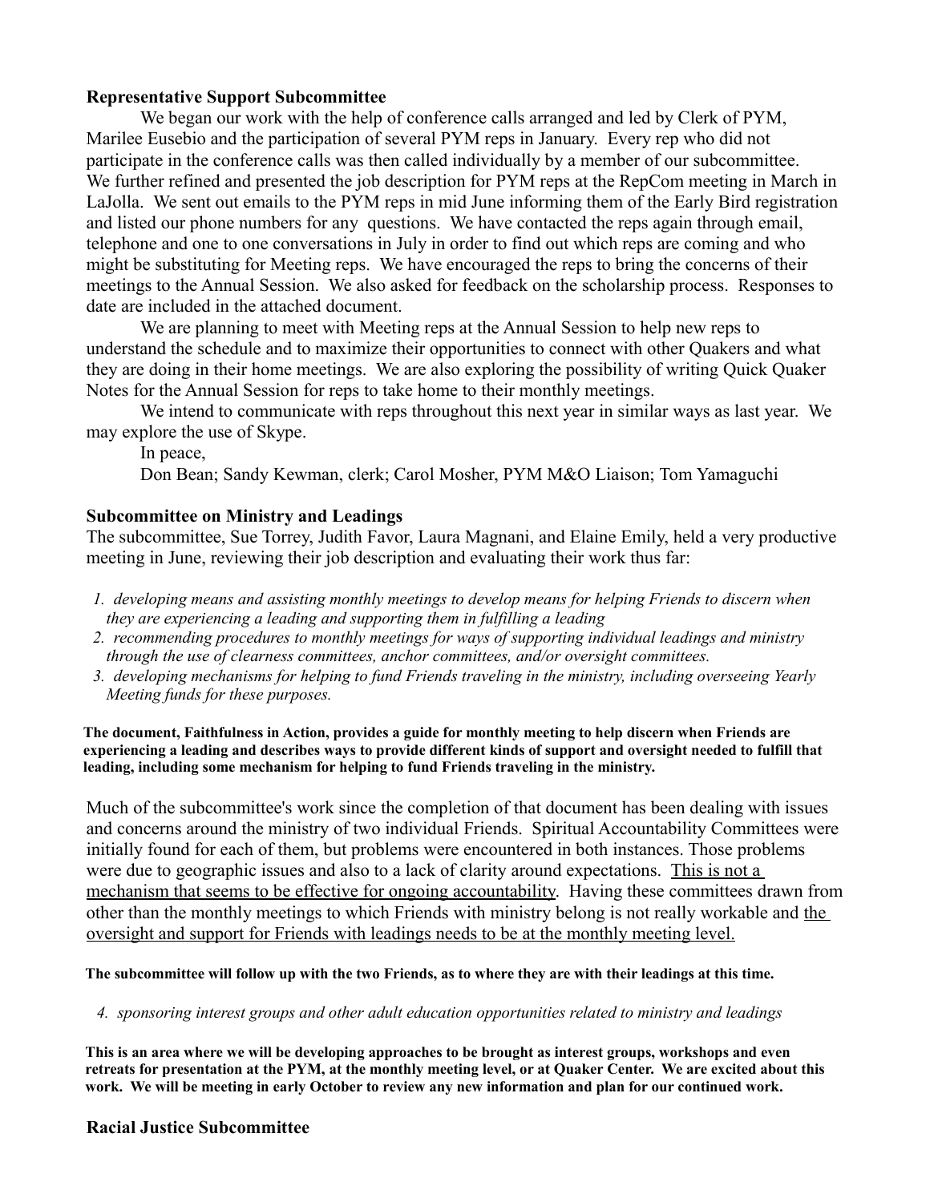**Representative Support Subcommittee**

We began our work with the help of conference calls arranged and led by Clerk of PYM, Marilee Eusebio and the participation of several PYM reps in January. Every rep who did not participate in the conference calls was then called individually by a member of our subcommittee. We further refined and presented the job description for PYM reps at the RepCom meeting in March in LaJolla. We sent out emails to the PYM reps in mid June informing them of the Early Bird registration and listed our phone numbers for any questions. We have contacted the reps again through email, telephone and one to one conversations in July in order to find out which reps are coming and who might be substituting for Meeting reps. We have encouraged the reps to bring the concerns of their meetings to the Annual Session. We also asked for feedback on the scholarship process. Responses to date are included in the attached document.

We are planning to meet with Meeting reps at the Annual Session to help new reps to understand the schedule and to maximize their opportunities to connect with other Quakers and what they are doing in their home meetings. We are also exploring the possibility of writing Quick Quaker Notes for the Annual Session for reps to take home to their monthly meetings.

We intend to communicate with reps throughout this next year in similar ways as last year. We may explore the use of Skype.

In peace,

Don Bean; Sandy Kewman, clerk; Carol Mosher, PYM M&O Liaison; Tom Yamaguchi

**Subcommittee on Ministry and Leadings**

The subcommittee, Sue Torrey, Judith Favor, Laura Magnani, and Elaine Emily, held a very productive meeting in June, reviewing their job description and evaluating their work thus far:

1. *developing means and assisting monthly meetings to develop means for helping Friends to discern when they are experiencing a leading and supporting them in fulfilling a leading*
2. *recommending procedures to monthly meetings for ways of supporting individual leadings and ministry through the use of clearness committees, anchor committees, and/or oversight committees.*
3. *developing mechanisms for helping to fund Friends traveling in the ministry, including overseeing Yearly Meeting funds for these purposes.*

**The document, Faithfulness in Action, provides a guide for monthly meeting to help discern when Friends are experiencing a leading and describes ways to provide different kinds of support and oversight needed to fulfill that leading, including some mechanism for helping to fund Friends traveling in the ministry.**

Much of the subcommittee's work since the completion of that document has been dealing with issues and concerns around the ministry of two individual Friends. Spiritual Accountability Committees were initially found for each of them, but problems were encountered in both instances. Those problems were due to geographic issues and also to a lack of clarity around expectations. <u>This is not a mechanism that seems to be effective for ongoing accountability</u>. Having these committees drawn from other than the monthly meetings to which Friends with ministry belong is not really workable and <u>the oversight and support for Friends with leadings needs to be at the monthly meeting level.</u>

**The subcommittee will follow up with the two Friends, as to where they are with their leadings at this time.**

4. *sponsoring interest groups and other adult education opportunities related to ministry and leadings*

**This is an area where we will be developing approaches to be brought as interest groups, workshops and even retreats for presentation at the PYM, at the monthly meeting level, or at Quaker Center. We are excited about this work. We will be meeting in early October to review any new information and plan for our continued work.**

**Racial Justice Subcommittee**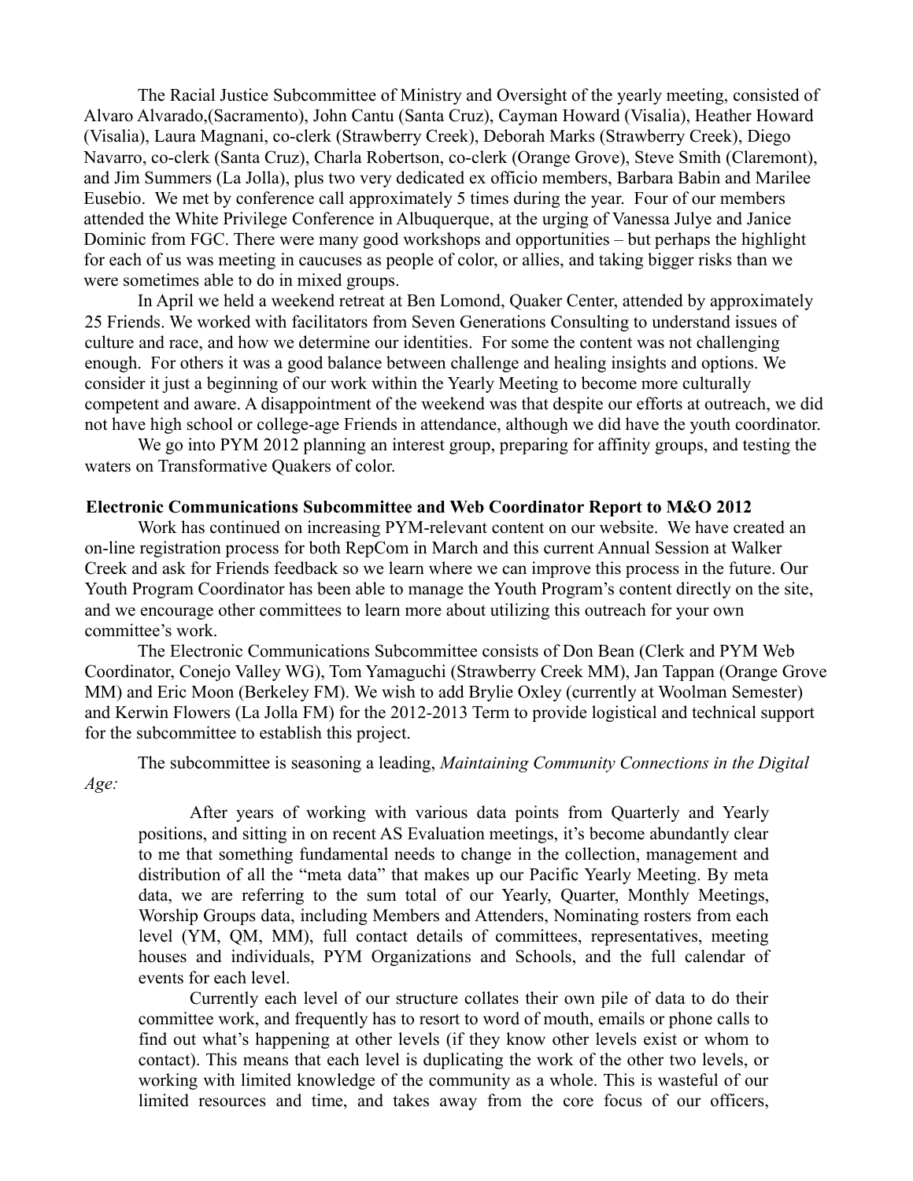The Racial Justice Subcommittee of Ministry and Oversight of the yearly meeting, consisted of Alvaro Alvarado,(Sacramento), John Cantu (Santa Cruz), Cayman Howard (Visalia), Heather Howard (Visalia), Laura Magnani, co-clerk (Strawberry Creek), Deborah Marks (Strawberry Creek), Diego Navarro, co-clerk (Santa Cruz), Charla Robertson, co-clerk (Orange Grove), Steve Smith (Claremont), and Jim Summers (La Jolla), plus two very dedicated ex officio members, Barbara Babin and Marilee Eusebio. We met by conference call approximately 5 times during the year. Four of our members attended the White Privilege Conference in Albuquerque, at the urging of Vanessa Julye and Janice Dominic from FGC. There were many good workshops and opportunities – but perhaps the highlight for each of us was meeting in caucuses as people of color, or allies, and taking bigger risks than we were sometimes able to do in mixed groups.

In April we held a weekend retreat at Ben Lomond, Quaker Center, attended by approximately 25 Friends. We worked with facilitators from Seven Generations Consulting to understand issues of culture and race, and how we determine our identities. For some the content was not challenging enough. For others it was a good balance between challenge and healing insights and options. We consider it just a beginning of our work within the Yearly Meeting to become more culturally competent and aware. A disappointment of the weekend was that despite our efforts at outreach, we did not have high school or college-age Friends in attendance, although we did have the youth coordinator.

We go into PYM 2012 planning an interest group, preparing for affinity groups, and testing the waters on Transformative Quakers of color.

**Electronic Communications Subcommittee and Web Coordinator Report to M&O 2012**

Work has continued on increasing PYM-relevant content on our website. We have created an on-line registration process for both RepCom in March and this current Annual Session at Walker Creek and ask for Friends feedback so we learn where we can improve this process in the future. Our Youth Program Coordinator has been able to manage the Youth Program's content directly on the site, and we encourage other committees to learn more about utilizing this outreach for your own committee's work.

The Electronic Communications Subcommittee consists of Don Bean (Clerk and PYM Web Coordinator, Conejo Valley WG), Tom Yamaguchi (Strawberry Creek MM), Jan Tappan (Orange Grove MM) and Eric Moon (Berkeley FM). We wish to add Brylie Oxley (currently at Woolman Semester) and Kerwin Flowers (La Jolla FM) for the 2012-2013 Term to provide logistical and technical support for the subcommittee to establish this project.

The subcommittee is seasoning a leading, *Maintaining Community Connections in the Digital Age:*

> After years of working with various data points from Quarterly and Yearly positions, and sitting in on recent AS Evaluation meetings, it's become abundantly clear to me that something fundamental needs to change in the collection, management and distribution of all the "meta data" that makes up our Pacific Yearly Meeting. By meta data, we are referring to the sum total of our Yearly, Quarter, Monthly Meetings, Worship Groups data, including Members and Attenders, Nominating rosters from each level (YM, QM, MM), full contact details of committees, representatives, meeting houses and individuals, PYM Organizations and Schools, and the full calendar of events for each level.
>
> Currently each level of our structure collates their own pile of data to do their committee work, and frequently has to resort to word of mouth, emails or phone calls to find out what's happening at other levels (if they know other levels exist or whom to contact). This means that each level is duplicating the work of the other two levels, or working with limited knowledge of the community as a whole. This is wasteful of our limited resources and time, and takes away from the core focus of our officers,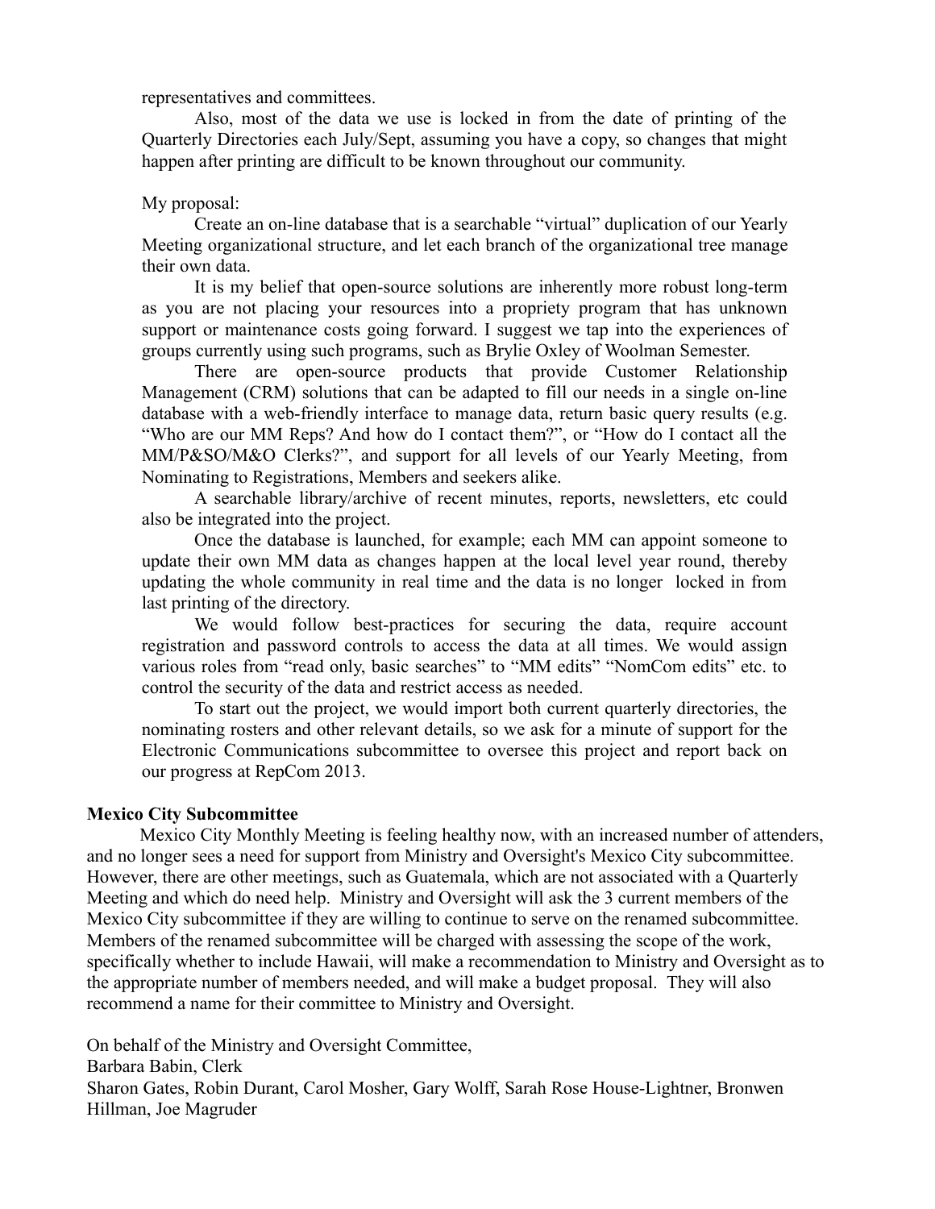representatives and committees.

Also, most of the data we use is locked in from the date of printing of the Quarterly Directories each July/Sept, assuming you have a copy, so changes that might happen after printing are difficult to be known throughout our community.

My proposal:

Create an on-line database that is a searchable "virtual" duplication of our Yearly Meeting organizational structure, and let each branch of the organizational tree manage their own data.

It is my belief that open-source solutions are inherently more robust long-term as you are not placing your resources into a propriety program that has unknown support or maintenance costs going forward. I suggest we tap into the experiences of groups currently using such programs, such as Brylie Oxley of Woolman Semester.

There are open-source products that provide Customer Relationship Management (CRM) solutions that can be adapted to fill our needs in a single on-line database with a web-friendly interface to manage data, return basic query results (e.g. "Who are our MM Reps? And how do I contact them?", or "How do I contact all the MM/P&SO/M&O Clerks?", and support for all levels of our Yearly Meeting, from Nominating to Registrations, Members and seekers alike.

A searchable library/archive of recent minutes, reports, newsletters, etc could also be integrated into the project.

Once the database is launched, for example; each MM can appoint someone to update their own MM data as changes happen at the local level year round, thereby updating the whole community in real time and the data is no longer locked in from last printing of the directory.

We would follow best-practices for securing the data, require account registration and password controls to access the data at all times. We would assign various roles from "read only, basic searches" to "MM edits" "NomCom edits" etc. to control the security of the data and restrict access as needed.

To start out the project, we would import both current quarterly directories, the nominating rosters and other relevant details, so we ask for a minute of support for the Electronic Communications subcommittee to oversee this project and report back on our progress at RepCom 2013.

**Mexico City Subcommittee**

Mexico City Monthly Meeting is feeling healthy now, with an increased number of attenders, and no longer sees a need for support from Ministry and Oversight's Mexico City subcommittee. However, there are other meetings, such as Guatemala, which are not associated with a Quarterly Meeting and which do need help. Ministry and Oversight will ask the 3 current members of the Mexico City subcommittee if they are willing to continue to serve on the renamed subcommittee. Members of the renamed subcommittee will be charged with assessing the scope of the work, specifically whether to include Hawaii, will make a recommendation to Ministry and Oversight as to the appropriate number of members needed, and will make a budget proposal. They will also recommend a name for their committee to Ministry and Oversight.

On behalf of the Ministry and Oversight Committee,
Barbara Babin, Clerk
Sharon Gates, Robin Durant, Carol Mosher, Gary Wolff, Sarah Rose House-Lightner, Bronwen Hillman, Joe Magruder